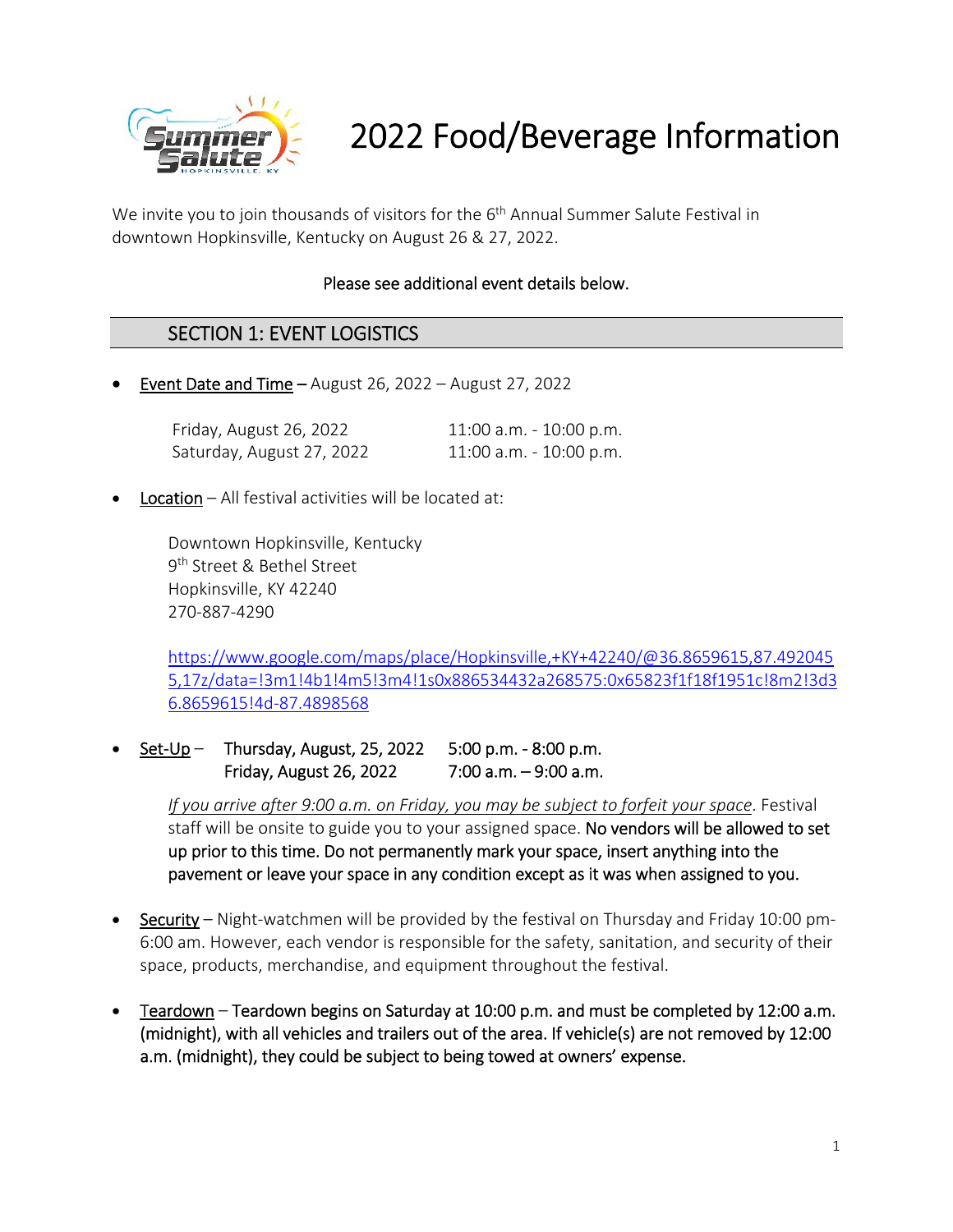# 2022 Food/Beverage Information

We invite you to join thousands of visitors for the 6th Annual Summer Salute Festival in downtown Hopkinsville, Kentucky on August 26 & 27, 2022.

Please see additional event details below.

## SECTION 1: EVENT LOGISTICS

- Event Date and Time – August 26, 2022 – August 27, 2022

  | | |
  |---|---|
  | Friday, August 26, 2022 | 11:00 a.m. - 10:00 p.m. |
  | Saturday, August 27, 2022 | 11:00 a.m. - 10:00 p.m. |

- Location – All festival activities will be located at:

  Downtown Hopkinsville, Kentucky
  9th Street & Bethel Street
  Hopkinsville, KY 42240
  270-887-4290

  https://www.google.com/maps/place/Hopkinsville,+KY+42240/@36.8659615,87.4920455,17z/data=!3m1!4b1!4m5!3m4!1s0x886534432a268575:0x65823f1f18f1951c!8m2!3d36.8659615!4d-87.4898568

- Set-Up – Thursday, August, 25, 2022 5:00 p.m. - 8:00 p.m.
  Friday, August 26, 2022 7:00 a.m. – 9:00 a.m.

  *If you arrive after 9:00 a.m. on Friday, you may be subject to forfeit your space*. Festival staff will be onsite to guide you to your assigned space. No vendors will be allowed to set up prior to this time. Do not permanently mark your space, insert anything into the pavement or leave your space in any condition except as it was when assigned to you.

- Security – Night-watchmen will be provided by the festival on Thursday and Friday 10:00 pm-6:00 am. However, each vendor is responsible for the safety, sanitation, and security of their space, products, merchandise, and equipment throughout the festival.

- Teardown – Teardown begins on Saturday at 10:00 p.m. and must be completed by 12:00 a.m. (midnight), with all vehicles and trailers out of the area. If vehicle(s) are not removed by 12:00 a.m. (midnight), they could be subject to being towed at owners' expense.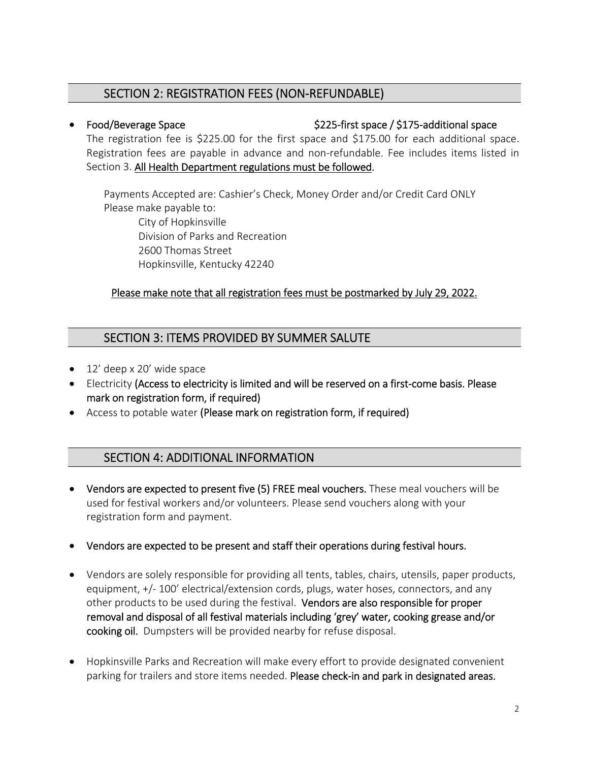## SECTION 2: REGISTRATION FEES (NON-REFUNDABLE)

- **Food/Beverage Space** **$225-first space / $175-additional space**

  The registration fee is $225.00 for the first space and $175.00 for each additional space. Registration fees are payable in advance and non-refundable. Fee includes items listed in Section 3. **All Health Department regulations must be followed**.

  Payments Accepted are: Cashier's Check, Money Order and/or Credit Card ONLY
  Please make payable to:
  City of Hopkinsville
  Division of Parks and Recreation
  2600 Thomas Street
  Hopkinsville, Kentucky 42240

  **Please make note that all registration fees must be postmarked by July 29, 2022.**

## SECTION 3: ITEMS PROVIDED BY SUMMER SALUTE

- 12' deep x 20' wide space
- Electricity **(Access to electricity is limited and will be reserved on a first-come basis. Please mark on registration form, if required)**
- Access to potable water **(Please mark on registration form, if required)**

## SECTION 4: ADDITIONAL INFORMATION

- **Vendors are expected to present five (5) FREE meal vouchers.** These meal vouchers will be used for festival workers and/or volunteers. Please send vouchers along with your registration form and payment.

- **Vendors are expected to be present and staff their operations during festival hours.**

- Vendors are solely responsible for providing all tents, tables, chairs, utensils, paper products, equipment, +/- 100' electrical/extension cords, plugs, water hoses, connectors, and any other products to be used during the festival. **Vendors are also responsible for proper removal and disposal of all festival materials including 'grey' water, cooking grease and/or cooking oil.** Dumpsters will be provided nearby for refuse disposal.

- Hopkinsville Parks and Recreation will make every effort to provide designated convenient parking for trailers and store items needed. **Please check-in and park in designated areas.**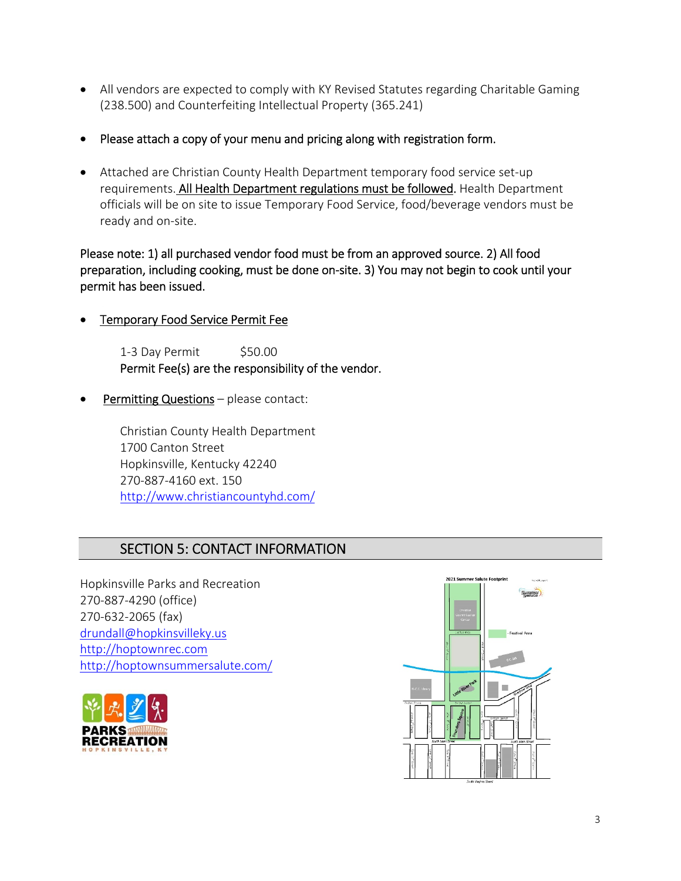- All vendors are expected to comply with KY Revised Statutes regarding Charitable Gaming (238.500) and Counterfeiting Intellectual Property (365.241)

- Please attach a copy of your menu and pricing along with registration form.

- Attached are Christian County Health Department temporary food service set-up requirements. All Health Department regulations must be followed. Health Department officials will be on site to issue Temporary Food Service, food/beverage vendors must be ready and on-site.

Please note: 1) all purchased vendor food must be from an approved source. 2) All food preparation, including cooking, must be done on-site. 3) You may not begin to cook until your permit has been issued.

- Temporary Food Service Permit Fee

  1-3 Day Permit $50.00
  Permit Fee(s) are the responsibility of the vendor.

- Permitting Questions – please contact:

  Christian County Health Department
  1700 Canton Street
  Hopkinsville, Kentucky 42240
  270-887-4160 ext. 150
  http://www.christiancountyhd.com/

## SECTION 5: CONTACT INFORMATION

Hopkinsville Parks and Recreation
270-887-4290 (office)
270-632-2065 (fax)
drundall@hopkinsvilleky.us
http://hoptownrec.com
http://hoptownsummersalute.com/

PARKS RECREATION HOPKINSVILLE, KY

2021 Summer Salute Footprint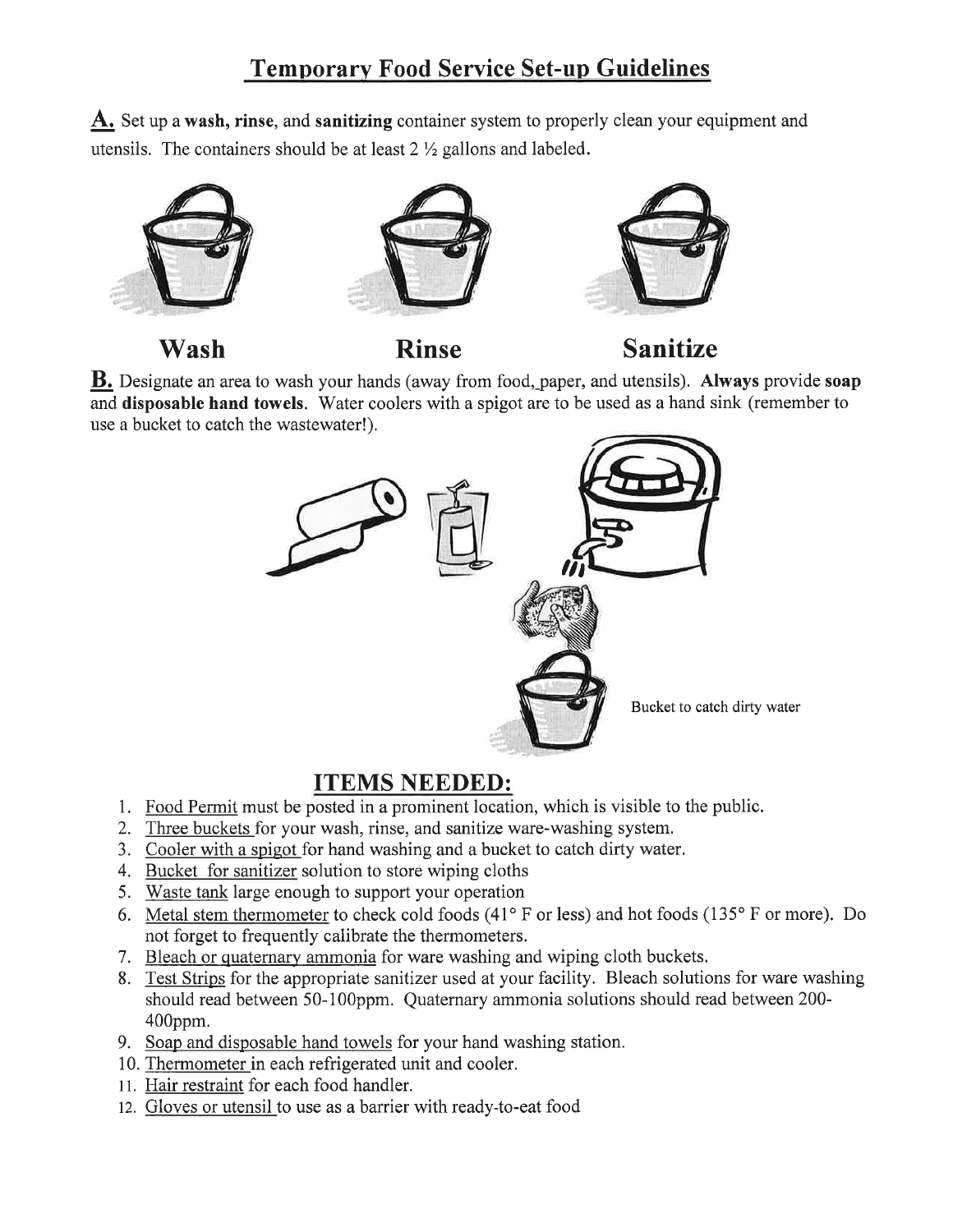# Temporary Food Service Set-up Guidelines

**A.** Set up a **wash, rinse**, and **sanitizing** container system to properly clean your equipment and utensils. The containers should be at least 2 ½ gallons and labeled.

**Wash** **Rinse** **Sanitize**

**B.** Designate an area to wash your hands (away from food, paper, and utensils). **Always** provide **soap** and **disposable hand towels**. Water coolers with a spigot are to be used as a hand sink (remember to use a bucket to catch the wastewater!).

Bucket to catch dirty water

## ITEMS NEEDED:

1. Food Permit must be posted in a prominent location, which is visible to the public.
2. Three buckets for your wash, rinse, and sanitize ware-washing system.
3. Cooler with a spigot for hand washing and a bucket to catch dirty water.
4. Bucket for sanitizer solution to store wiping cloths
5. Waste tank large enough to support your operation
6. Metal stem thermometer to check cold foods (41° F or less) and hot foods (135° F or more). Do not forget to frequently calibrate the thermometers.
7. Bleach or quaternary ammonia for ware washing and wiping cloth buckets.
8. Test Strips for the appropriate sanitizer used at your facility. Bleach solutions for ware washing should read between 50-100ppm. Quaternary ammonia solutions should read between 200-400ppm.
9. Soap and disposable hand towels for your hand washing station.
10. Thermometer in each refrigerated unit and cooler.
11. Hair restraint for each food handler.
12. Gloves or utensil to use as a barrier with ready-to-eat food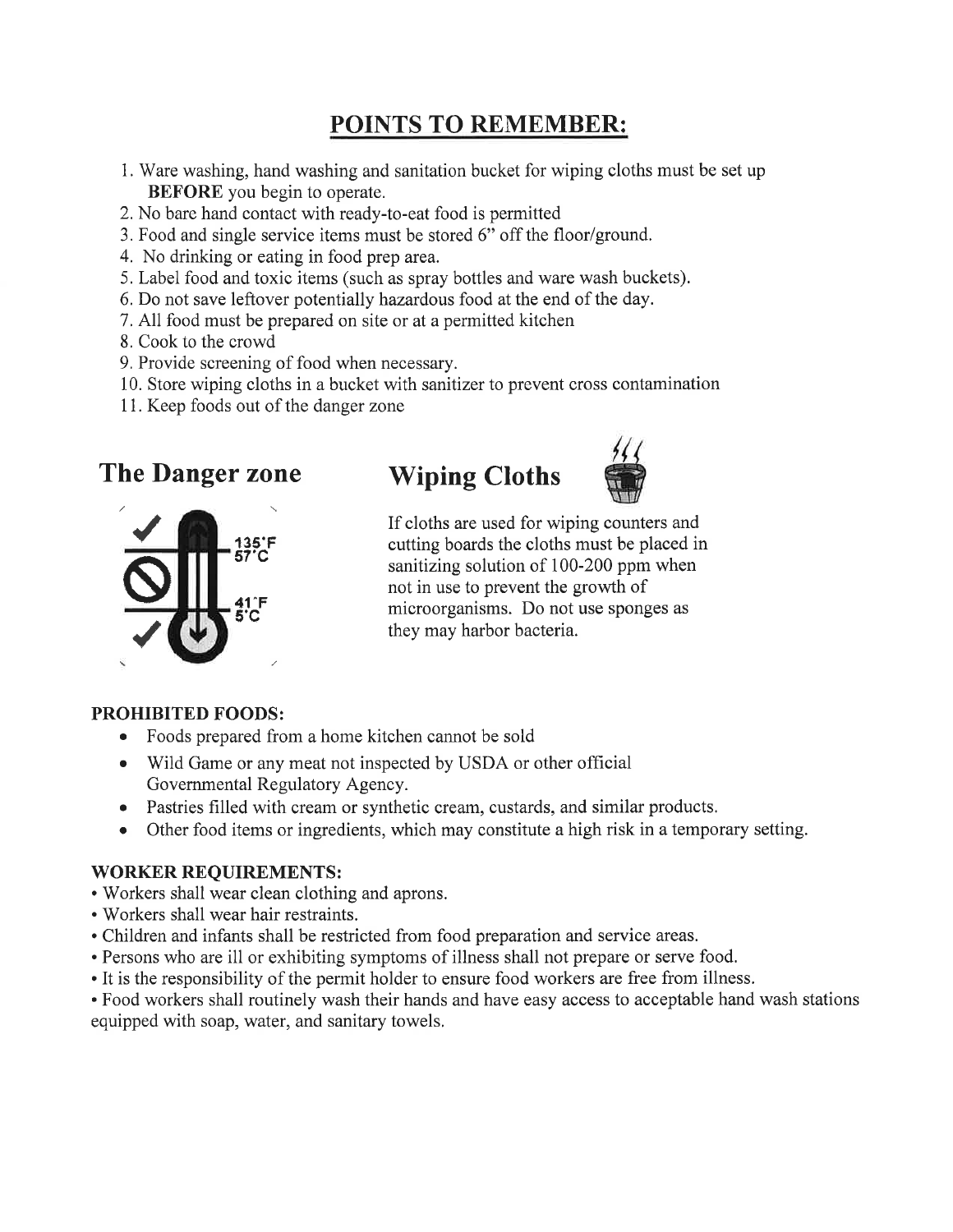# POINTS TO REMEMBER:

1. Ware washing, hand washing and sanitation bucket for wiping cloths must be set up **BEFORE** you begin to operate.
2. No bare hand contact with ready-to-eat food is permitted
3. Food and single service items must be stored 6" off the floor/ground.
4. No drinking or eating in food prep area.
5. Label food and toxic items (such as spray bottles and ware wash buckets).
6. Do not save leftover potentially hazardous food at the end of the day.
7. All food must be prepared on site or at a permitted kitchen
8. Cook to the crowd
9. Provide screening of food when necessary.
10. Store wiping cloths in a bucket with sanitizer to prevent cross contamination
11. Keep foods out of the danger zone

## The Danger zone

135°F
57°C

41°F
5°C

## Wiping Cloths

If cloths are used for wiping counters and cutting boards the cloths must be placed in sanitizing solution of 100-200 ppm when not in use to prevent the growth of microorganisms. Do not use sponges as they may harbor bacteria.

### PROHIBITED FOODS:

- Foods prepared from a home kitchen cannot be sold
- Wild Game or any meat not inspected by USDA or other official Governmental Regulatory Agency.
- Pastries filled with cream or synthetic cream, custards, and similar products.
- Other food items or ingredients, which may constitute a high risk in a temporary setting.

### WORKER REQUIREMENTS:

- Workers shall wear clean clothing and aprons.
- Workers shall wear hair restraints.
- Children and infants shall be restricted from food preparation and service areas.
- Persons who are ill or exhibiting symptoms of illness shall not prepare or serve food.
- It is the responsibility of the permit holder to ensure food workers are free from illness.
- Food workers shall routinely wash their hands and have easy access to acceptable hand wash stations equipped with soap, water, and sanitary towels.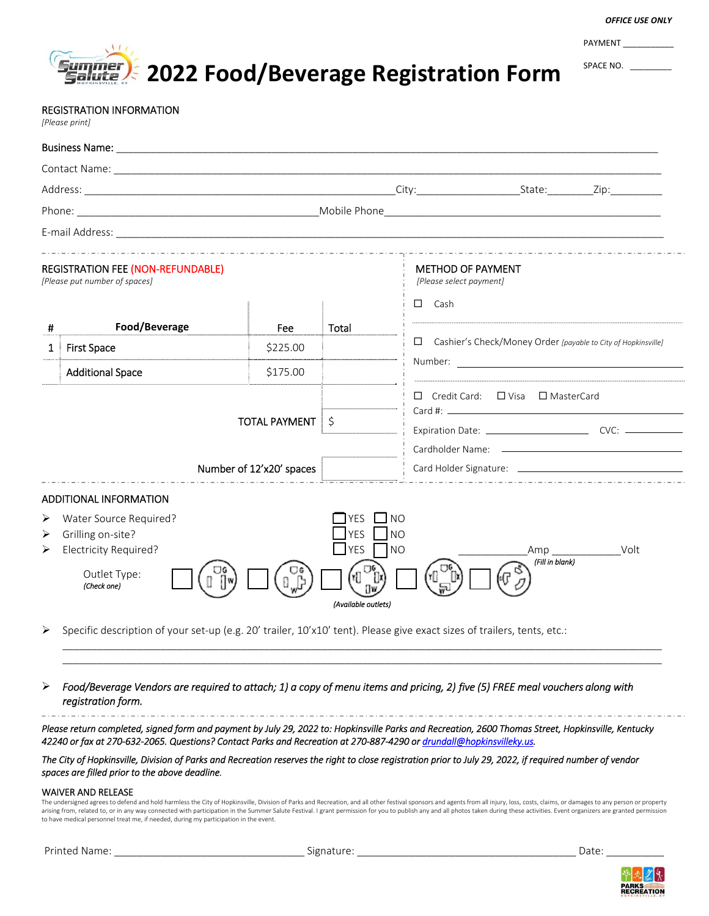OFFICE USE ONLY

PAYMENT ___________

SPACE NO. _________

# 2022 Food/Beverage Registration Form

## REGISTRATION INFORMATION

*[Please print]*

**Business Name:** ______________________________________________

Contact Name: ______________________________________________

Address: ______________________________ City: ______________ State: ________ Zip: __________

Phone: ______________________________ Mobile Phone ______________________________

E-mail Address: ______________________________________________

## REGISTRATION FEE (NON-REFUNDABLE)

*[Please put number of spaces]*

| # | Food/Beverage | Fee | Total |
|---|---|---|---|
| 1 | First Space | $225.00 | |
| | Additional Space | $175.00 | |
| | | TOTAL PAYMENT | $ |
| | | Number of 12'x20' spaces | |

## METHOD OF PAYMENT

*[Please select payment]*

☐ Cash

☐ Cashier's Check/Money Order *[payable to City of Hopkinsville]*

Number: ______________________

☐ Credit Card: ☐ Visa ☐ MasterCard

Card #: ______________________

Expiration Date: ______________ CVC: ________

Cardholder Name: ______________________

Card Holder Signature: ______________________

## ADDITIONAL INFORMATION

- Water Source Required? ☐ YES ☐ NO
- Grilling on-site? ☐ YES ☐ NO
- Electricity Required? ☐ YES ☐ NO ____________Amp ____________Volt *(Fill in blank)*

Outlet Type: *(Check one)* ☐ ☐ ☐ ☐ ☐

*(Available outlets)*

- Specific description of your set-up (e.g. 20' trailer, 10'x10' tent). Please give exact sizes of trailers, tents, etc.:

______________________________________________

______________________________________________

- ***Food/Beverage Vendors are required to attach; 1) a copy of menu items and pricing, 2) five (5) FREE meal vouchers along with registration form.***

*Please return completed, signed form and payment by July 29, 2022 to: Hopkinsville Parks and Recreation, 2600 Thomas Street, Hopkinsville, Kentucky 42240 or fax at 270-632-2065. Questions? Contact Parks and Recreation at 270-887-4290 or drundall@hopkinsvilleky.us.*

*The City of Hopkinsville, Division of Parks and Recreation reserves the right to close registration prior to July 29, 2022, if required number of vendor spaces are filled prior to the above deadline.*

## WAIVER AND RELEASE

The undersigned agrees to defend and hold harmless the City of Hopkinsville, Division of Parks and Recreation, and all other festival sponsors and agents from all injury, loss, costs, claims, or damages to any person or property arising from, related to, or in any way connected with participation in the Summer Salute Festival. I grant permission for you to publish any and all photos taken during these activities. Event organizers are granted permission to have medical personnel treat me, if needed, during my participation in the event.

Printed Name: ______________________ Signature: ______________________ Date: ___________